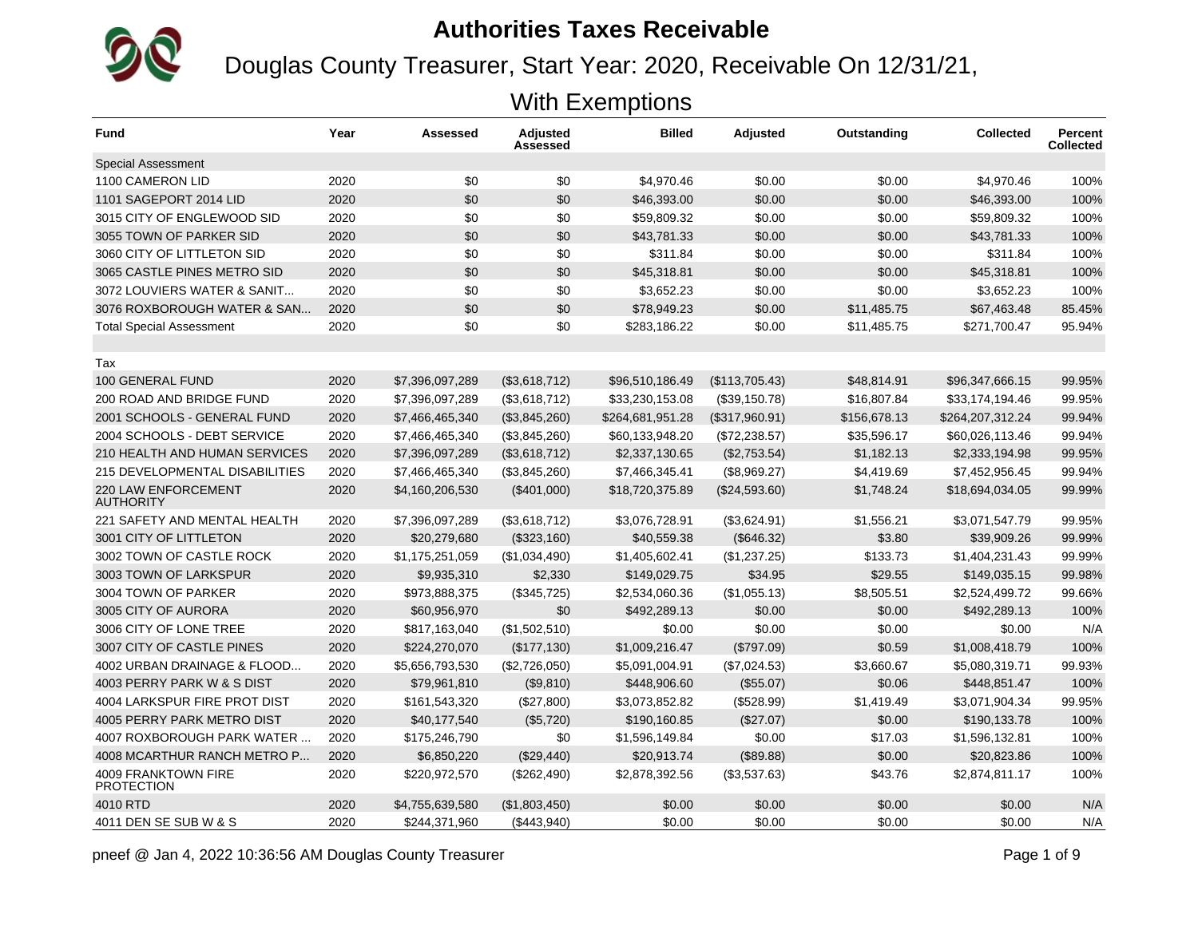# Authorities Taxes Receivable

## Douglas County Treasurer, Start Year: 2020, Receivable On 12/31/21, With Exemptions

| Fund | Year | Assessed | Adjusted Assessed | Billed | Adjusted | Outstanding | Collected | Percent Collected |
|---|---|---|---|---|---|---|---|---|
| Special Assessment | | | | | | | | |
| 1100 CAMERON LID | 2020 | $0 | $0 | $4,970.46 | $0.00 | $0.00 | $4,970.46 | 100% |
| 1101 SAGEPORT 2014 LID | 2020 | $0 | $0 | $46,393.00 | $0.00 | $0.00 | $46,393.00 | 100% |
| 3015 CITY OF ENGLEWOOD SID | 2020 | $0 | $0 | $59,809.32 | $0.00 | $0.00 | $59,809.32 | 100% |
| 3055 TOWN OF PARKER SID | 2020 | $0 | $0 | $43,781.33 | $0.00 | $0.00 | $43,781.33 | 100% |
| 3060 CITY OF LITTLETON SID | 2020 | $0 | $0 | $311.84 | $0.00 | $0.00 | $311.84 | 100% |
| 3065 CASTLE PINES METRO SID | 2020 | $0 | $0 | $45,318.81 | $0.00 | $0.00 | $45,318.81 | 100% |
| 3072 LOUVIERS WATER & SANIT... | 2020 | $0 | $0 | $3,652.23 | $0.00 | $0.00 | $3,652.23 | 100% |
| 3076 ROXBOROUGH WATER & SAN... | 2020 | $0 | $0 | $78,949.23 | $0.00 | $11,485.75 | $67,463.48 | 85.45% |
| Total Special Assessment | 2020 | $0 | $0 | $283,186.22 | $0.00 | $11,485.75 | $271,700.47 | 95.94% |
| | | | | | | | | |
| Tax | | | | | | | | |
| 100 GENERAL FUND | 2020 | $7,396,097,289 | ($3,618,712) | $96,510,186.49 | ($113,705.43) | $48,814.91 | $96,347,666.15 | 99.95% |
| 200 ROAD AND BRIDGE FUND | 2020 | $7,396,097,289 | ($3,618,712) | $33,230,153.08 | ($39,150.78) | $16,807.84 | $33,174,194.46 | 99.95% |
| 2001 SCHOOLS - GENERAL FUND | 2020 | $7,466,465,340 | ($3,845,260) | $264,681,951.28 | ($317,960.91) | $156,678.13 | $264,207,312.24 | 99.94% |
| 2004 SCHOOLS - DEBT SERVICE | 2020 | $7,466,465,340 | ($3,845,260) | $60,133,948.20 | ($72,238.57) | $35,596.17 | $60,026,113.46 | 99.94% |
| 210 HEALTH AND HUMAN SERVICES | 2020 | $7,396,097,289 | ($3,618,712) | $2,337,130.65 | ($2,753.54) | $1,182.13 | $2,333,194.98 | 99.95% |
| 215 DEVELOPMENTAL DISABILITIES | 2020 | $7,466,465,340 | ($3,845,260) | $7,466,345.41 | ($8,969.27) | $4,419.69 | $7,452,956.45 | 99.94% |
| 220 LAW ENFORCEMENT AUTHORITY | 2020 | $4,160,206,530 | ($401,000) | $18,720,375.89 | ($24,593.60) | $1,748.24 | $18,694,034.05 | 99.99% |
| 221 SAFETY AND MENTAL HEALTH | 2020 | $7,396,097,289 | ($3,618,712) | $3,076,728.91 | ($3,624.91) | $1,556.21 | $3,071,547.79 | 99.95% |
| 3001 CITY OF LITTLETON | 2020 | $20,279,680 | ($323,160) | $40,559.38 | ($646.32) | $3.80 | $39,909.26 | 99.99% |
| 3002 TOWN OF CASTLE ROCK | 2020 | $1,175,251,059 | ($1,034,490) | $1,405,602.41 | ($1,237.25) | $133.73 | $1,404,231.43 | 99.99% |
| 3003 TOWN OF LARKSPUR | 2020 | $9,935,310 | $2,330 | $149,029.75 | $34.95 | $29.55 | $149,035.15 | 99.98% |
| 3004 TOWN OF PARKER | 2020 | $973,888,375 | ($345,725) | $2,534,060.36 | ($1,055.13) | $8,505.51 | $2,524,499.72 | 99.66% |
| 3005 CITY OF AURORA | 2020 | $60,956,970 | $0 | $492,289.13 | $0.00 | $0.00 | $492,289.13 | 100% |
| 3006 CITY OF LONE TREE | 2020 | $817,163,040 | ($1,502,510) | $0.00 | $0.00 | $0.00 | $0.00 | N/A |
| 3007 CITY OF CASTLE PINES | 2020 | $224,270,070 | ($177,130) | $1,009,216.47 | ($797.09) | $0.59 | $1,008,418.79 | 100% |
| 4002 URBAN DRAINAGE & FLOOD... | 2020 | $5,656,793,530 | ($2,726,050) | $5,091,004.91 | ($7,024.53) | $3,660.67 | $5,080,319.71 | 99.93% |
| 4003 PERRY PARK W & S DIST | 2020 | $79,961,810 | ($9,810) | $448,906.60 | ($55.07) | $0.06 | $448,851.47 | 100% |
| 4004 LARKSPUR FIRE PROT DIST | 2020 | $161,543,320 | ($27,800) | $3,073,852.82 | ($528.99) | $1,419.49 | $3,071,904.34 | 99.95% |
| 4005 PERRY PARK METRO DIST | 2020 | $40,177,540 | ($5,720) | $190,160.85 | ($27.07) | $0.00 | $190,133.78 | 100% |
| 4007 ROXBOROUGH PARK WATER ... | 2020 | $175,246,790 | $0 | $1,596,149.84 | $0.00 | $17.03 | $1,596,132.81 | 100% |
| 4008 MCARTHUR RANCH METRO P... | 2020 | $6,850,220 | ($29,440) | $20,913.74 | ($89.88) | $0.00 | $20,823.86 | 100% |
| 4009 FRANKTOWN FIRE PROTECTION | 2020 | $220,972,570 | ($262,490) | $2,878,392.56 | ($3,537.63) | $43.76 | $2,874,811.17 | 100% |
| 4010 RTD | 2020 | $4,755,639,580 | ($1,803,450) | $0.00 | $0.00 | $0.00 | $0.00 | N/A |
| 4011 DEN SE SUB W & S | 2020 | $244,371,960 | ($443,940) | $0.00 | $0.00 | $0.00 | $0.00 | N/A |

pneef @ Jan 4, 2022 10:36:56 AM Douglas County Treasurer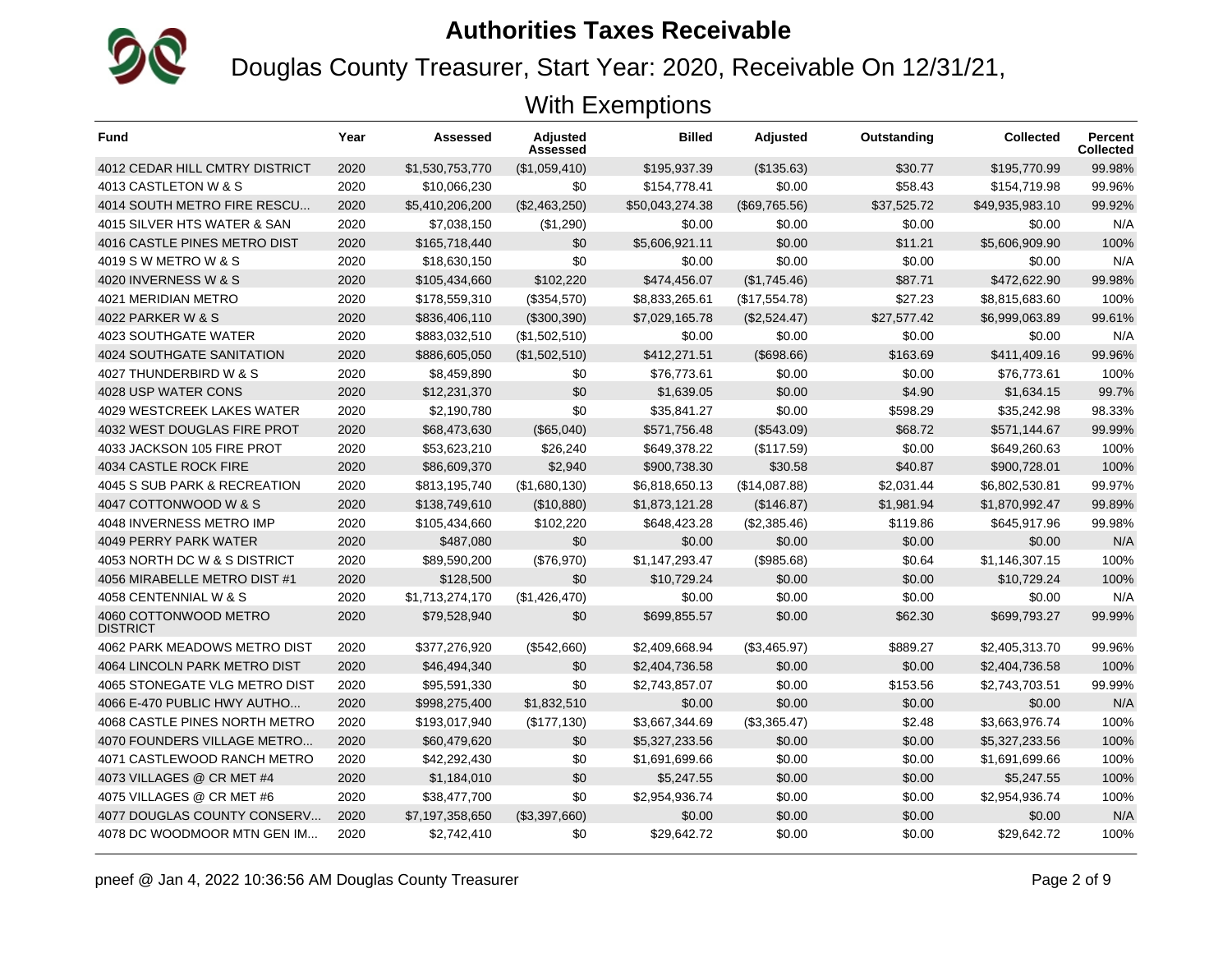# Authorities Taxes Receivable

## Douglas County Treasurer, Start Year: 2020, Receivable On 12/31/21, With Exemptions

| Fund | Year | Assessed | Adjusted Assessed | Billed | Adjusted | Outstanding | Collected | Percent Collected |
|---|---|---|---|---|---|---|---|---|
| 4012 CEDAR HILL CMTRY DISTRICT | 2020 | $1,530,753,770 | ($1,059,410) | $195,937.39 | ($135.63) | $30.77 | $195,770.99 | 99.98% |
| 4013 CASTLETON W & S | 2020 | $10,066,230 | $0 | $154,778.41 | $0.00 | $58.43 | $154,719.98 | 99.96% |
| 4014 SOUTH METRO FIRE RESCU... | 2020 | $5,410,206,200 | ($2,463,250) | $50,043,274.38 | ($69,765.56) | $37,525.72 | $49,935,983.10 | 99.92% |
| 4015 SILVER HTS WATER & SAN | 2020 | $7,038,150 | ($1,290) | $0.00 | $0.00 | $0.00 | $0.00 | N/A |
| 4016 CASTLE PINES METRO DIST | 2020 | $165,718,440 | $0 | $5,606,921.11 | $0.00 | $11.21 | $5,606,909.90 | 100% |
| 4019 S W METRO W & S | 2020 | $18,630,150 | $0 | $0.00 | $0.00 | $0.00 | $0.00 | N/A |
| 4020 INVERNESS W & S | 2020 | $105,434,660 | $102,220 | $474,456.07 | ($1,745.46) | $87.71 | $472,622.90 | 99.98% |
| 4021 MERIDIAN METRO | 2020 | $178,559,310 | ($354,570) | $8,833,265.61 | ($17,554.78) | $27.23 | $8,815,683.60 | 100% |
| 4022 PARKER W & S | 2020 | $836,406,110 | ($300,390) | $7,029,165.78 | ($2,524.47) | $27,577.42 | $6,999,063.89 | 99.61% |
| 4023 SOUTHGATE WATER | 2020 | $883,032,510 | ($1,502,510) | $0.00 | $0.00 | $0.00 | $0.00 | N/A |
| 4024 SOUTHGATE SANITATION | 2020 | $886,605,050 | ($1,502,510) | $412,271.51 | ($698.66) | $163.69 | $411,409.16 | 99.96% |
| 4027 THUNDERBIRD W & S | 2020 | $8,459,890 | $0 | $76,773.61 | $0.00 | $0.00 | $76,773.61 | 100% |
| 4028 USP WATER CONS | 2020 | $12,231,370 | $0 | $1,639.05 | $0.00 | $4.90 | $1,634.15 | 99.7% |
| 4029 WESTCREEK LAKES WATER | 2020 | $2,190,780 | $0 | $35,841.27 | $0.00 | $598.29 | $35,242.98 | 98.33% |
| 4032 WEST DOUGLAS FIRE PROT | 2020 | $68,473,630 | ($65,040) | $571,756.48 | ($543.09) | $68.72 | $571,144.67 | 99.99% |
| 4033 JACKSON 105 FIRE PROT | 2020 | $53,623,210 | $26,240 | $649,378.22 | ($117.59) | $0.00 | $649,260.63 | 100% |
| 4034 CASTLE ROCK FIRE | 2020 | $86,609,370 | $2,940 | $900,738.30 | $30.58 | $40.87 | $900,728.01 | 100% |
| 4045 S SUB PARK & RECREATION | 2020 | $813,195,740 | ($1,680,130) | $6,818,650.13 | ($14,087.88) | $2,031.44 | $6,802,530.81 | 99.97% |
| 4047 COTTONWOOD W & S | 2020 | $138,749,610 | ($10,880) | $1,873,121.28 | ($146.87) | $1,981.94 | $1,870,992.47 | 99.89% |
| 4048 INVERNESS METRO IMP | 2020 | $105,434,660 | $102,220 | $648,423.28 | ($2,385.46) | $119.86 | $645,917.96 | 99.98% |
| 4049 PERRY PARK WATER | 2020 | $487,080 | $0 | $0.00 | $0.00 | $0.00 | $0.00 | N/A |
| 4053 NORTH DC W & S DISTRICT | 2020 | $89,590,200 | ($76,970) | $1,147,293.47 | ($985.68) | $0.64 | $1,146,307.15 | 100% |
| 4056 MIRABELLE METRO DIST #1 | 2020 | $128,500 | $0 | $10,729.24 | $0.00 | $0.00 | $10,729.24 | 100% |
| 4058 CENTENNIAL W & S | 2020 | $1,713,274,170 | ($1,426,470) | $0.00 | $0.00 | $0.00 | $0.00 | N/A |
| 4060 COTTONWOOD METRO DISTRICT | 2020 | $79,528,940 | $0 | $699,855.57 | $0.00 | $62.30 | $699,793.27 | 99.99% |
| 4062 PARK MEADOWS METRO DIST | 2020 | $377,276,920 | ($542,660) | $2,409,668.94 | ($3,465.97) | $889.27 | $2,405,313.70 | 99.96% |
| 4064 LINCOLN PARK METRO DIST | 2020 | $46,494,340 | $0 | $2,404,736.58 | $0.00 | $0.00 | $2,404,736.58 | 100% |
| 4065 STONEGATE VLG METRO DIST | 2020 | $95,591,330 | $0 | $2,743,857.07 | $0.00 | $153.56 | $2,743,703.51 | 99.99% |
| 4066 E-470 PUBLIC HWY AUTHO... | 2020 | $998,275,400 | $1,832,510 | $0.00 | $0.00 | $0.00 | $0.00 | N/A |
| 4068 CASTLE PINES NORTH METRO | 2020 | $193,017,940 | ($177,130) | $3,667,344.69 | ($3,365.47) | $2.48 | $3,663,976.74 | 100% |
| 4070 FOUNDERS VILLAGE METRO... | 2020 | $60,479,620 | $0 | $5,327,233.56 | $0.00 | $0.00 | $5,327,233.56 | 100% |
| 4071 CASTLEWOOD RANCH METRO | 2020 | $42,292,430 | $0 | $1,691,699.66 | $0.00 | $0.00 | $1,691,699.66 | 100% |
| 4073 VILLAGES @ CR MET #4 | 2020 | $1,184,010 | $0 | $5,247.55 | $0.00 | $0.00 | $5,247.55 | 100% |
| 4075 VILLAGES @ CR MET #6 | 2020 | $38,477,700 | $0 | $2,954,936.74 | $0.00 | $0.00 | $2,954,936.74 | 100% |
| 4077 DOUGLAS COUNTY CONSERV... | 2020 | $7,197,358,650 | ($3,397,660) | $0.00 | $0.00 | $0.00 | $0.00 | N/A |
| 4078 DC WOODMOOR MTN GEN IM... | 2020 | $2,742,410 | $0 | $29,642.72 | $0.00 | $0.00 | $29,642.72 | 100% |

pneef @ Jan 4, 2022 10:36:56 AM Douglas County Treasurer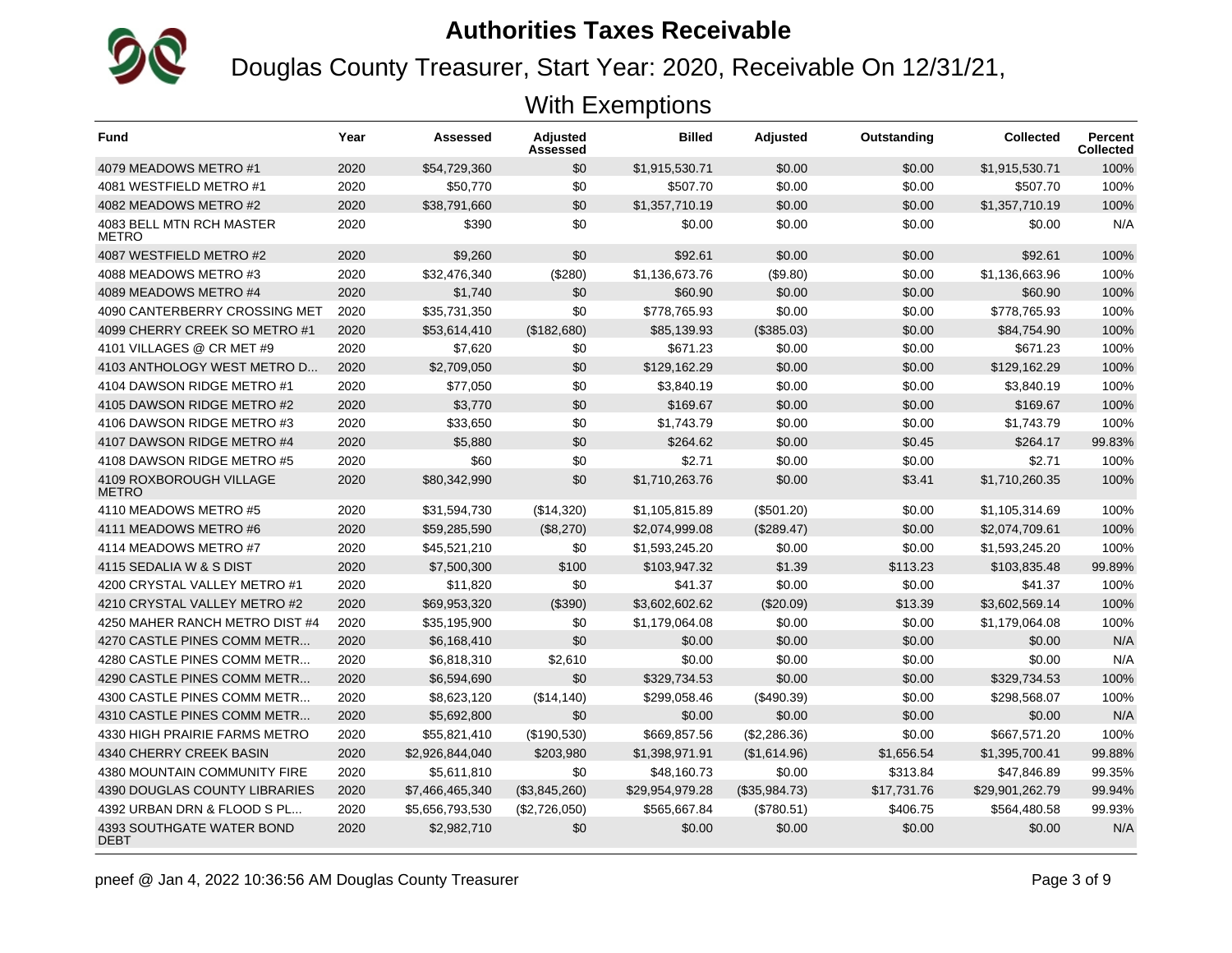# Authorities Taxes Receivable

## Douglas County Treasurer, Start Year: 2020, Receivable On 12/31/21, With Exemptions

| Fund | Year | Assessed | Adjusted Assessed | Billed | Adjusted | Outstanding | Collected | Percent Collected |
|---|---|---|---|---|---|---|---|---|
| 4079 MEADOWS METRO #1 | 2020 | $54,729,360 | $0 | $1,915,530.71 | $0.00 | $0.00 | $1,915,530.71 | 100% |
| 4081 WESTFIELD METRO #1 | 2020 | $50,770 | $0 | $507.70 | $0.00 | $0.00 | $507.70 | 100% |
| 4082 MEADOWS METRO #2 | 2020 | $38,791,660 | $0 | $1,357,710.19 | $0.00 | $0.00 | $1,357,710.19 | 100% |
| 4083 BELL MTN RCH MASTER METRO | 2020 | $390 | $0 | $0.00 | $0.00 | $0.00 | $0.00 | N/A |
| 4087 WESTFIELD METRO #2 | 2020 | $9,260 | $0 | $92.61 | $0.00 | $0.00 | $92.61 | 100% |
| 4088 MEADOWS METRO #3 | 2020 | $32,476,340 | ($280) | $1,136,673.76 | ($9.80) | $0.00 | $1,136,663.96 | 100% |
| 4089 MEADOWS METRO #4 | 2020 | $1,740 | $0 | $60.90 | $0.00 | $0.00 | $60.90 | 100% |
| 4090 CANTERBERRY CROSSING MET | 2020 | $35,731,350 | $0 | $778,765.93 | $0.00 | $0.00 | $778,765.93 | 100% |
| 4099 CHERRY CREEK SO METRO #1 | 2020 | $53,614,410 | ($182,680) | $85,139.93 | ($385.03) | $0.00 | $84,754.90 | 100% |
| 4101 VILLAGES @ CR MET #9 | 2020 | $7,620 | $0 | $671.23 | $0.00 | $0.00 | $671.23 | 100% |
| 4103 ANTHOLOGY WEST METRO D... | 2020 | $2,709,050 | $0 | $129,162.29 | $0.00 | $0.00 | $129,162.29 | 100% |
| 4104 DAWSON RIDGE METRO #1 | 2020 | $77,050 | $0 | $3,840.19 | $0.00 | $0.00 | $3,840.19 | 100% |
| 4105 DAWSON RIDGE METRO #2 | 2020 | $3,770 | $0 | $169.67 | $0.00 | $0.00 | $169.67 | 100% |
| 4106 DAWSON RIDGE METRO #3 | 2020 | $33,650 | $0 | $1,743.79 | $0.00 | $0.00 | $1,743.79 | 100% |
| 4107 DAWSON RIDGE METRO #4 | 2020 | $5,880 | $0 | $264.62 | $0.00 | $0.45 | $264.17 | 99.83% |
| 4108 DAWSON RIDGE METRO #5 | 2020 | $60 | $0 | $2.71 | $0.00 | $0.00 | $2.71 | 100% |
| 4109 ROXBOROUGH VILLAGE METRO | 2020 | $80,342,990 | $0 | $1,710,263.76 | $0.00 | $3.41 | $1,710,260.35 | 100% |
| 4110 MEADOWS METRO #5 | 2020 | $31,594,730 | ($14,320) | $1,105,815.89 | ($501.20) | $0.00 | $1,105,314.69 | 100% |
| 4111 MEADOWS METRO #6 | 2020 | $59,285,590 | ($8,270) | $2,074,999.08 | ($289.47) | $0.00 | $2,074,709.61 | 100% |
| 4114 MEADOWS METRO #7 | 2020 | $45,521,210 | $0 | $1,593,245.20 | $0.00 | $0.00 | $1,593,245.20 | 100% |
| 4115 SEDALIA W & S DIST | 2020 | $7,500,300 | $100 | $103,947.32 | $1.39 | $113.23 | $103,835.48 | 99.89% |
| 4200 CRYSTAL VALLEY METRO #1 | 2020 | $11,820 | $0 | $41.37 | $0.00 | $0.00 | $41.37 | 100% |
| 4210 CRYSTAL VALLEY METRO #2 | 2020 | $69,953,320 | ($390) | $3,602,602.62 | ($20.09) | $13.39 | $3,602,569.14 | 100% |
| 4250 MAHER RANCH METRO DIST #4 | 2020 | $35,195,900 | $0 | $1,179,064.08 | $0.00 | $0.00 | $1,179,064.08 | 100% |
| 4270 CASTLE PINES COMM METR... | 2020 | $6,168,410 | $0 | $0.00 | $0.00 | $0.00 | $0.00 | N/A |
| 4280 CASTLE PINES COMM METR... | 2020 | $6,818,310 | $2,610 | $0.00 | $0.00 | $0.00 | $0.00 | N/A |
| 4290 CASTLE PINES COMM METR... | 2020 | $6,594,690 | $0 | $329,734.53 | $0.00 | $0.00 | $329,734.53 | 100% |
| 4300 CASTLE PINES COMM METR... | 2020 | $8,623,120 | ($14,140) | $299,058.46 | ($490.39) | $0.00 | $298,568.07 | 100% |
| 4310 CASTLE PINES COMM METR... | 2020 | $5,692,800 | $0 | $0.00 | $0.00 | $0.00 | $0.00 | N/A |
| 4330 HIGH PRAIRIE FARMS METRO | 2020 | $55,821,410 | ($190,530) | $669,857.56 | ($2,286.36) | $0.00 | $667,571.20 | 100% |
| 4340 CHERRY CREEK BASIN | 2020 | $2,926,844,040 | $203,980 | $1,398,971.91 | ($1,614.96) | $1,656.54 | $1,395,700.41 | 99.88% |
| 4380 MOUNTAIN COMMUNITY FIRE | 2020 | $5,611,810 | $0 | $48,160.73 | $0.00 | $313.84 | $47,846.89 | 99.35% |
| 4390 DOUGLAS COUNTY LIBRARIES | 2020 | $7,466,465,340 | ($3,845,260) | $29,954,979.28 | ($35,984.73) | $17,731.76 | $29,901,262.79 | 99.94% |
| 4392 URBAN DRN & FLOOD S PL... | 2020 | $5,656,793,530 | ($2,726,050) | $565,667.84 | ($780.51) | $406.75 | $564,480.58 | 99.93% |
| 4393 SOUTHGATE WATER BOND DEBT | 2020 | $2,982,710 | $0 | $0.00 | $0.00 | $0.00 | $0.00 | N/A |

pneef @ Jan 4, 2022 10:36:56 AM Douglas County Treasurer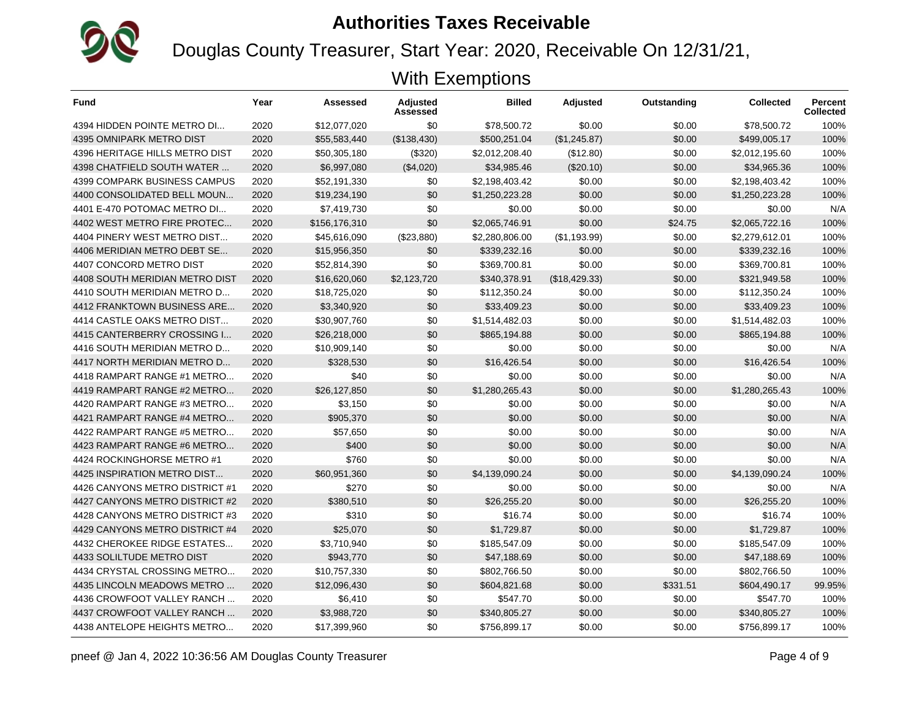# Authorities Taxes Receivable

## Douglas County Treasurer, Start Year: 2020, Receivable On 12/31/21, With Exemptions

| Fund | Year | Assessed | Adjusted Assessed | Billed | Adjusted | Outstanding | Collected | Percent Collected |
|---|---|---|---|---|---|---|---|---|
| 4394 HIDDEN POINTE METRO DI... | 2020 | $12,077,020 | $0 | $78,500.72 | $0.00 | $0.00 | $78,500.72 | 100% |
| 4395 OMNIPARK METRO DIST | 2020 | $55,583,440 | ($138,430) | $500,251.04 | ($1,245.87) | $0.00 | $499,005.17 | 100% |
| 4396 HERITAGE HILLS METRO DIST | 2020 | $50,305,180 | ($320) | $2,012,208.40 | ($12.80) | $0.00 | $2,012,195.60 | 100% |
| 4398 CHATFIELD SOUTH WATER ... | 2020 | $6,997,080 | ($4,020) | $34,985.46 | ($20.10) | $0.00 | $34,965.36 | 100% |
| 4399 COMPARK BUSINESS CAMPUS | 2020 | $52,191,330 | $0 | $2,198,403.42 | $0.00 | $0.00 | $2,198,403.42 | 100% |
| 4400 CONSOLIDATED BELL MOUN... | 2020 | $19,234,190 | $0 | $1,250,223.28 | $0.00 | $0.00 | $1,250,223.28 | 100% |
| 4401 E-470 POTOMAC METRO DI... | 2020 | $7,419,730 | $0 | $0.00 | $0.00 | $0.00 | $0.00 | N/A |
| 4402 WEST METRO FIRE PROTEC... | 2020 | $156,176,310 | $0 | $2,065,746.91 | $0.00 | $24.75 | $2,065,722.16 | 100% |
| 4404 PINERY WEST METRO DIST... | 2020 | $45,616,090 | ($23,880) | $2,280,806.00 | ($1,193.99) | $0.00 | $2,279,612.01 | 100% |
| 4406 MERIDIAN METRO DEBT SE... | 2020 | $15,956,350 | $0 | $339,232.16 | $0.00 | $0.00 | $339,232.16 | 100% |
| 4407 CONCORD METRO DIST | 2020 | $52,814,390 | $0 | $369,700.81 | $0.00 | $0.00 | $369,700.81 | 100% |
| 4408 SOUTH MERIDIAN METRO DIST | 2020 | $16,620,060 | $2,123,720 | $340,378.91 | ($18,429.33) | $0.00 | $321,949.58 | 100% |
| 4410 SOUTH MERIDIAN METRO D... | 2020 | $18,725,020 | $0 | $112,350.24 | $0.00 | $0.00 | $112,350.24 | 100% |
| 4412 FRANKTOWN BUSINESS ARE... | 2020 | $3,340,920 | $0 | $33,409.23 | $0.00 | $0.00 | $33,409.23 | 100% |
| 4414 CASTLE OAKS METRO DIST... | 2020 | $30,907,760 | $0 | $1,514,482.03 | $0.00 | $0.00 | $1,514,482.03 | 100% |
| 4415 CANTERBERRY CROSSING I... | 2020 | $26,218,000 | $0 | $865,194.88 | $0.00 | $0.00 | $865,194.88 | 100% |
| 4416 SOUTH MERIDIAN METRO D... | 2020 | $10,909,140 | $0 | $0.00 | $0.00 | $0.00 | $0.00 | N/A |
| 4417 NORTH MERIDIAN METRO D... | 2020 | $328,530 | $0 | $16,426.54 | $0.00 | $0.00 | $16,426.54 | 100% |
| 4418 RAMPART RANGE #1 METRO... | 2020 | $40 | $0 | $0.00 | $0.00 | $0.00 | $0.00 | N/A |
| 4419 RAMPART RANGE #2 METRO... | 2020 | $26,127,850 | $0 | $1,280,265.43 | $0.00 | $0.00 | $1,280,265.43 | 100% |
| 4420 RAMPART RANGE #3 METRO... | 2020 | $3,150 | $0 | $0.00 | $0.00 | $0.00 | $0.00 | N/A |
| 4421 RAMPART RANGE #4 METRO... | 2020 | $905,370 | $0 | $0.00 | $0.00 | $0.00 | $0.00 | N/A |
| 4422 RAMPART RANGE #5 METRO... | 2020 | $57,650 | $0 | $0.00 | $0.00 | $0.00 | $0.00 | N/A |
| 4423 RAMPART RANGE #6 METRO... | 2020 | $400 | $0 | $0.00 | $0.00 | $0.00 | $0.00 | N/A |
| 4424 ROCKINGHORSE METRO #1 | 2020 | $760 | $0 | $0.00 | $0.00 | $0.00 | $0.00 | N/A |
| 4425 INSPIRATION METRO DIST... | 2020 | $60,951,360 | $0 | $4,139,090.24 | $0.00 | $0.00 | $4,139,090.24 | 100% |
| 4426 CANYONS METRO DISTRICT #1 | 2020 | $270 | $0 | $0.00 | $0.00 | $0.00 | $0.00 | N/A |
| 4427 CANYONS METRO DISTRICT #2 | 2020 | $380,510 | $0 | $26,255.20 | $0.00 | $0.00 | $26,255.20 | 100% |
| 4428 CANYONS METRO DISTRICT #3 | 2020 | $310 | $0 | $16.74 | $0.00 | $0.00 | $16.74 | 100% |
| 4429 CANYONS METRO DISTRICT #4 | 2020 | $25,070 | $0 | $1,729.87 | $0.00 | $0.00 | $1,729.87 | 100% |
| 4432 CHEROKEE RIDGE ESTATES... | 2020 | $3,710,940 | $0 | $185,547.09 | $0.00 | $0.00 | $185,547.09 | 100% |
| 4433 SOLILTUDE METRO DIST | 2020 | $943,770 | $0 | $47,188.69 | $0.00 | $0.00 | $47,188.69 | 100% |
| 4434 CRYSTAL CROSSING METRO... | 2020 | $10,757,330 | $0 | $802,766.50 | $0.00 | $0.00 | $802,766.50 | 100% |
| 4435 LINCOLN MEADOWS METRO ... | 2020 | $12,096,430 | $0 | $604,821.68 | $0.00 | $331.51 | $604,490.17 | 99.95% |
| 4436 CROWFOOT VALLEY RANCH ... | 2020 | $6,410 | $0 | $547.70 | $0.00 | $0.00 | $547.70 | 100% |
| 4437 CROWFOOT VALLEY RANCH ... | 2020 | $3,988,720 | $0 | $340,805.27 | $0.00 | $0.00 | $340,805.27 | 100% |
| 4438 ANTELOPE HEIGHTS METRO... | 2020 | $17,399,960 | $0 | $756,899.17 | $0.00 | $0.00 | $756,899.17 | 100% |

pneef @ Jan 4, 2022 10:36:56 AM Douglas County Treasurer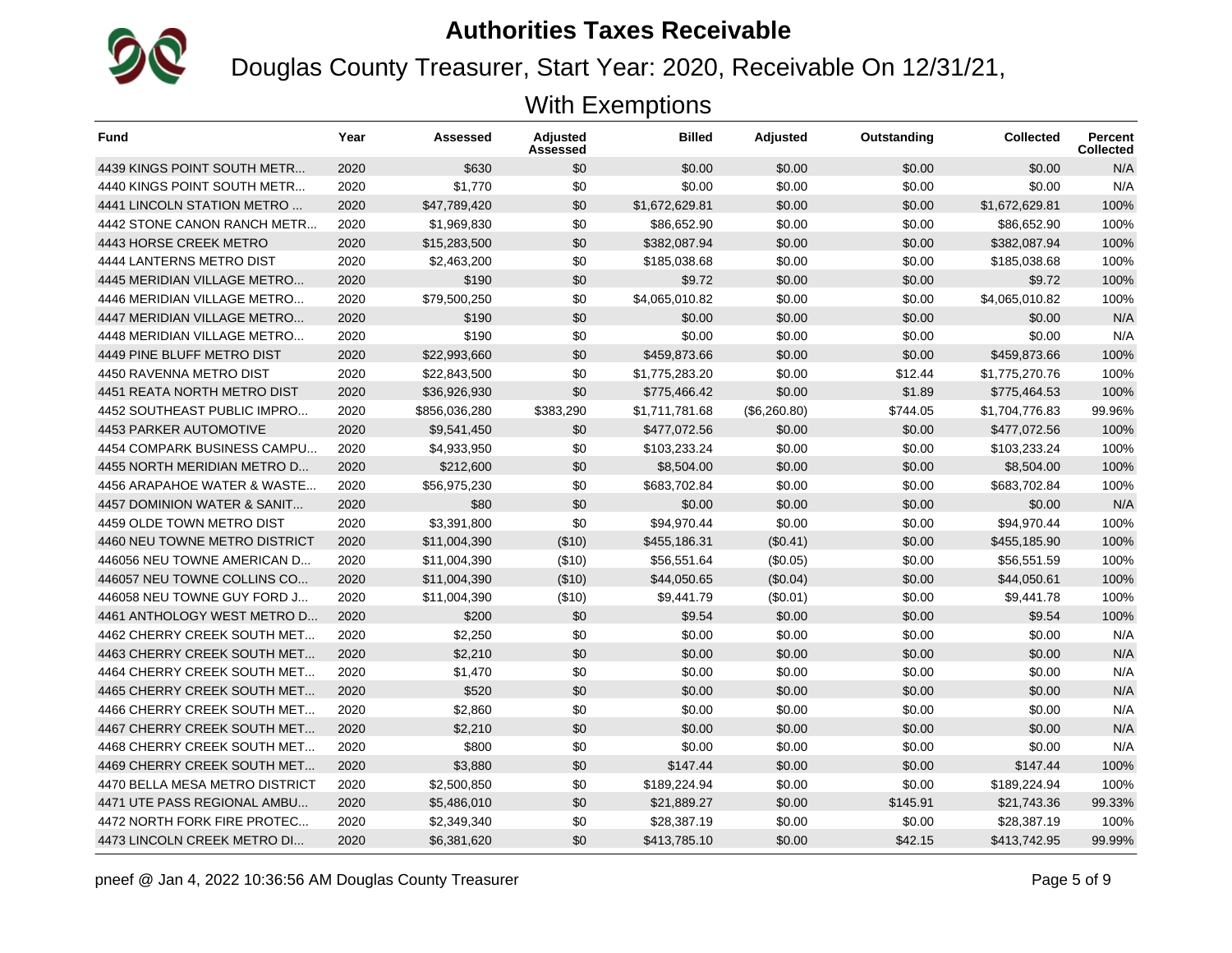# Authorities Taxes Receivable

## Douglas County Treasurer, Start Year: 2020, Receivable On 12/31/21, With Exemptions

| Fund | Year | Assessed | Adjusted Assessed | Billed | Adjusted | Outstanding | Collected | Percent Collected |
|---|---|---|---|---|---|---|---|---|
| 4439 KINGS POINT SOUTH METR... | 2020 | $630 | $0 | $0.00 | $0.00 | $0.00 | $0.00 | N/A |
| 4440 KINGS POINT SOUTH METR... | 2020 | $1,770 | $0 | $0.00 | $0.00 | $0.00 | $0.00 | N/A |
| 4441 LINCOLN STATION METRO ... | 2020 | $47,789,420 | $0 | $1,672,629.81 | $0.00 | $0.00 | $1,672,629.81 | 100% |
| 4442 STONE CANON RANCH METR... | 2020 | $1,969,830 | $0 | $86,652.90 | $0.00 | $0.00 | $86,652.90 | 100% |
| 4443 HORSE CREEK METRO | 2020 | $15,283,500 | $0 | $382,087.94 | $0.00 | $0.00 | $382,087.94 | 100% |
| 4444 LANTERNS METRO DIST | 2020 | $2,463,200 | $0 | $185,038.68 | $0.00 | $0.00 | $185,038.68 | 100% |
| 4445 MERIDIAN VILLAGE METRO... | 2020 | $190 | $0 | $9.72 | $0.00 | $0.00 | $9.72 | 100% |
| 4446 MERIDIAN VILLAGE METRO... | 2020 | $79,500,250 | $0 | $4,065,010.82 | $0.00 | $0.00 | $4,065,010.82 | 100% |
| 4447 MERIDIAN VILLAGE METRO... | 2020 | $190 | $0 | $0.00 | $0.00 | $0.00 | $0.00 | N/A |
| 4448 MERIDIAN VILLAGE METRO... | 2020 | $190 | $0 | $0.00 | $0.00 | $0.00 | $0.00 | N/A |
| 4449 PINE BLUFF METRO DIST | 2020 | $22,993,660 | $0 | $459,873.66 | $0.00 | $0.00 | $459,873.66 | 100% |
| 4450 RAVENNA METRO DIST | 2020 | $22,843,500 | $0 | $1,775,283.20 | $0.00 | $12.44 | $1,775,270.76 | 100% |
| 4451 REATA NORTH METRO DIST | 2020 | $36,926,930 | $0 | $775,466.42 | $0.00 | $1.89 | $775,464.53 | 100% |
| 4452 SOUTHEAST PUBLIC IMPRO... | 2020 | $856,036,280 | $383,290 | $1,711,781.68 | ($6,260.80) | $744.05 | $1,704,776.83 | 99.96% |
| 4453 PARKER AUTOMOTIVE | 2020 | $9,541,450 | $0 | $477,072.56 | $0.00 | $0.00 | $477,072.56 | 100% |
| 4454 COMPARK BUSINESS CAMPU... | 2020 | $4,933,950 | $0 | $103,233.24 | $0.00 | $0.00 | $103,233.24 | 100% |
| 4455 NORTH MERIDIAN METRO D... | 2020 | $212,600 | $0 | $8,504.00 | $0.00 | $0.00 | $8,504.00 | 100% |
| 4456 ARAPAHOE WATER & WASTE... | 2020 | $56,975,230 | $0 | $683,702.84 | $0.00 | $0.00 | $683,702.84 | 100% |
| 4457 DOMINION WATER & SANIT... | 2020 | $80 | $0 | $0.00 | $0.00 | $0.00 | $0.00 | N/A |
| 4459 OLDE TOWN METRO DIST | 2020 | $3,391,800 | $0 | $94,970.44 | $0.00 | $0.00 | $94,970.44 | 100% |
| 4460 NEU TOWNE METRO DISTRICT | 2020 | $11,004,390 | ($10) | $455,186.31 | ($0.41) | $0.00 | $455,185.90 | 100% |
| 446056 NEU TOWNE AMERICAN D... | 2020 | $11,004,390 | ($10) | $56,551.64 | ($0.05) | $0.00 | $56,551.59 | 100% |
| 446057 NEU TOWNE COLLINS CO... | 2020 | $11,004,390 | ($10) | $44,050.65 | ($0.04) | $0.00 | $44,050.61 | 100% |
| 446058 NEU TOWNE GUY FORD J... | 2020 | $11,004,390 | ($10) | $9,441.79 | ($0.01) | $0.00 | $9,441.78 | 100% |
| 4461 ANTHOLOGY WEST METRO D... | 2020 | $200 | $0 | $9.54 | $0.00 | $0.00 | $9.54 | 100% |
| 4462 CHERRY CREEK SOUTH MET... | 2020 | $2,250 | $0 | $0.00 | $0.00 | $0.00 | $0.00 | N/A |
| 4463 CHERRY CREEK SOUTH MET... | 2020 | $2,210 | $0 | $0.00 | $0.00 | $0.00 | $0.00 | N/A |
| 4464 CHERRY CREEK SOUTH MET... | 2020 | $1,470 | $0 | $0.00 | $0.00 | $0.00 | $0.00 | N/A |
| 4465 CHERRY CREEK SOUTH MET... | 2020 | $520 | $0 | $0.00 | $0.00 | $0.00 | $0.00 | N/A |
| 4466 CHERRY CREEK SOUTH MET... | 2020 | $2,860 | $0 | $0.00 | $0.00 | $0.00 | $0.00 | N/A |
| 4467 CHERRY CREEK SOUTH MET... | 2020 | $2,210 | $0 | $0.00 | $0.00 | $0.00 | $0.00 | N/A |
| 4468 CHERRY CREEK SOUTH MET... | 2020 | $800 | $0 | $0.00 | $0.00 | $0.00 | $0.00 | N/A |
| 4469 CHERRY CREEK SOUTH MET... | 2020 | $3,880 | $0 | $147.44 | $0.00 | $0.00 | $147.44 | 100% |
| 4470 BELLA MESA METRO DISTRICT | 2020 | $2,500,850 | $0 | $189,224.94 | $0.00 | $0.00 | $189,224.94 | 100% |
| 4471 UTE PASS REGIONAL AMBU... | 2020 | $5,486,010 | $0 | $21,889.27 | $0.00 | $145.91 | $21,743.36 | 99.33% |
| 4472 NORTH FORK FIRE PROTEC... | 2020 | $2,349,340 | $0 | $28,387.19 | $0.00 | $0.00 | $28,387.19 | 100% |
| 4473 LINCOLN CREEK METRO DI... | 2020 | $6,381,620 | $0 | $413,785.10 | $0.00 | $42.15 | $413,742.95 | 99.99% |

pneef @ Jan 4, 2022 10:36:56 AM Douglas County Treasurer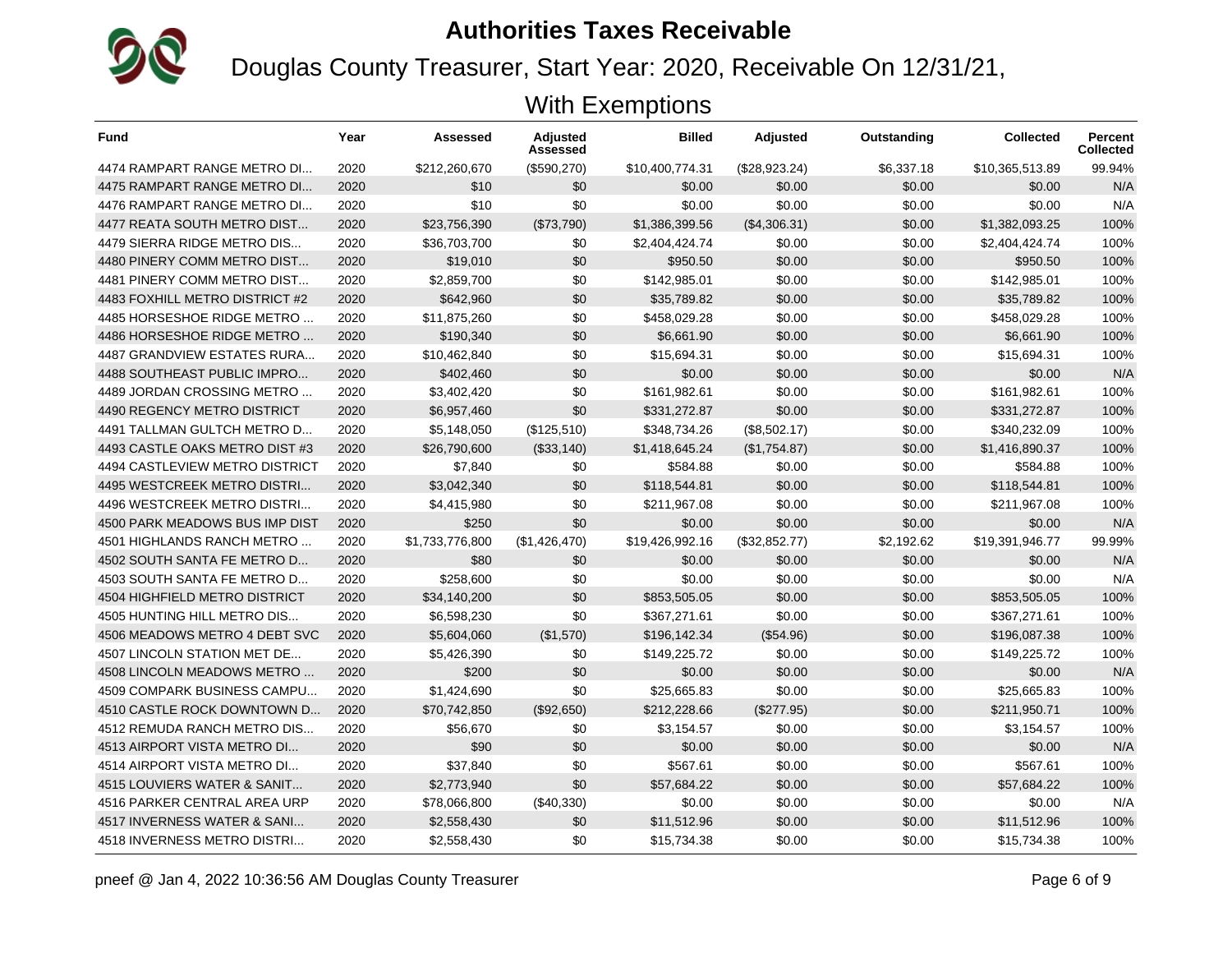# Authorities Taxes Receivable

## Douglas County Treasurer, Start Year: 2020, Receivable On 12/31/21, With Exemptions

| Fund | Year | Assessed | Adjusted Assessed | Billed | Adjusted | Outstanding | Collected | Percent Collected |
|---|---|---|---|---|---|---|---|---|
| 4474 RAMPART RANGE METRO DI... | 2020 | $212,260,670 | ($590,270) | $10,400,774.31 | ($28,923.24) | $6,337.18 | $10,365,513.89 | 99.94% |
| 4475 RAMPART RANGE METRO DI... | 2020 | $10 | $0 | $0.00 | $0.00 | $0.00 | $0.00 | N/A |
| 4476 RAMPART RANGE METRO DI... | 2020 | $10 | $0 | $0.00 | $0.00 | $0.00 | $0.00 | N/A |
| 4477 REATA SOUTH METRO DIST... | 2020 | $23,756,390 | ($73,790) | $1,386,399.56 | ($4,306.31) | $0.00 | $1,382,093.25 | 100% |
| 4479 SIERRA RIDGE METRO DIS... | 2020 | $36,703,700 | $0 | $2,404,424.74 | $0.00 | $0.00 | $2,404,424.74 | 100% |
| 4480 PINERY COMM METRO DIST... | 2020 | $19,010 | $0 | $950.50 | $0.00 | $0.00 | $950.50 | 100% |
| 4481 PINERY COMM METRO DIST... | 2020 | $2,859,700 | $0 | $142,985.01 | $0.00 | $0.00 | $142,985.01 | 100% |
| 4483 FOXHILL METRO DISTRICT #2 | 2020 | $642,960 | $0 | $35,789.82 | $0.00 | $0.00 | $35,789.82 | 100% |
| 4485 HORSESHOE RIDGE METRO ... | 2020 | $11,875,260 | $0 | $458,029.28 | $0.00 | $0.00 | $458,029.28 | 100% |
| 4486 HORSESHOE RIDGE METRO ... | 2020 | $190,340 | $0 | $6,661.90 | $0.00 | $0.00 | $6,661.90 | 100% |
| 4487 GRANDVIEW ESTATES RURA... | 2020 | $10,462,840 | $0 | $15,694.31 | $0.00 | $0.00 | $15,694.31 | 100% |
| 4488 SOUTHEAST PUBLIC IMPRO... | 2020 | $402,460 | $0 | $0.00 | $0.00 | $0.00 | $0.00 | N/A |
| 4489 JORDAN CROSSING METRO ... | 2020 | $3,402,420 | $0 | $161,982.61 | $0.00 | $0.00 | $161,982.61 | 100% |
| 4490 REGENCY METRO DISTRICT | 2020 | $6,957,460 | $0 | $331,272.87 | $0.00 | $0.00 | $331,272.87 | 100% |
| 4491 TALLMAN GULTCH METRO D... | 2020 | $5,148,050 | ($125,510) | $348,734.26 | ($8,502.17) | $0.00 | $340,232.09 | 100% |
| 4493 CASTLE OAKS METRO DIST #3 | 2020 | $26,790,600 | ($33,140) | $1,418,645.24 | ($1,754.87) | $0.00 | $1,416,890.37 | 100% |
| 4494 CASTLEVIEW METRO DISTRICT | 2020 | $7,840 | $0 | $584.88 | $0.00 | $0.00 | $584.88 | 100% |
| 4495 WESTCREEK METRO DISTRI... | 2020 | $3,042,340 | $0 | $118,544.81 | $0.00 | $0.00 | $118,544.81 | 100% |
| 4496 WESTCREEK METRO DISTRI... | 2020 | $4,415,980 | $0 | $211,967.08 | $0.00 | $0.00 | $211,967.08 | 100% |
| 4500 PARK MEADOWS BUS IMP DIST | 2020 | $250 | $0 | $0.00 | $0.00 | $0.00 | $0.00 | N/A |
| 4501 HIGHLANDS RANCH METRO ... | 2020 | $1,733,776,800 | ($1,426,470) | $19,426,992.16 | ($32,852.77) | $2,192.62 | $19,391,946.77 | 99.99% |
| 4502 SOUTH SANTA FE METRO D... | 2020 | $80 | $0 | $0.00 | $0.00 | $0.00 | $0.00 | N/A |
| 4503 SOUTH SANTA FE METRO D... | 2020 | $258,600 | $0 | $0.00 | $0.00 | $0.00 | $0.00 | N/A |
| 4504 HIGHFIELD METRO DISTRICT | 2020 | $34,140,200 | $0 | $853,505.05 | $0.00 | $0.00 | $853,505.05 | 100% |
| 4505 HUNTING HILL METRO DIS... | 2020 | $6,598,230 | $0 | $367,271.61 | $0.00 | $0.00 | $367,271.61 | 100% |
| 4506 MEADOWS METRO 4 DEBT SVC | 2020 | $5,604,060 | ($1,570) | $196,142.34 | ($54.96) | $0.00 | $196,087.38 | 100% |
| 4507 LINCOLN STATION MET DE... | 2020 | $5,426,390 | $0 | $149,225.72 | $0.00 | $0.00 | $149,225.72 | 100% |
| 4508 LINCOLN MEADOWS METRO ... | 2020 | $200 | $0 | $0.00 | $0.00 | $0.00 | $0.00 | N/A |
| 4509 COMPARK BUSINESS CAMPU... | 2020 | $1,424,690 | $0 | $25,665.83 | $0.00 | $0.00 | $25,665.83 | 100% |
| 4510 CASTLE ROCK DOWNTOWN D... | 2020 | $70,742,850 | ($92,650) | $212,228.66 | ($277.95) | $0.00 | $211,950.71 | 100% |
| 4512 REMUDA RANCH METRO DIS... | 2020 | $56,670 | $0 | $3,154.57 | $0.00 | $0.00 | $3,154.57 | 100% |
| 4513 AIRPORT VISTA METRO DI... | 2020 | $90 | $0 | $0.00 | $0.00 | $0.00 | $0.00 | N/A |
| 4514 AIRPORT VISTA METRO DI... | 2020 | $37,840 | $0 | $567.61 | $0.00 | $0.00 | $567.61 | 100% |
| 4515 LOUVIERS WATER & SANIT... | 2020 | $2,773,940 | $0 | $57,684.22 | $0.00 | $0.00 | $57,684.22 | 100% |
| 4516 PARKER CENTRAL AREA URP | 2020 | $78,066,800 | ($40,330) | $0.00 | $0.00 | $0.00 | $0.00 | N/A |
| 4517 INVERNESS WATER & SANI... | 2020 | $2,558,430 | $0 | $11,512.96 | $0.00 | $0.00 | $11,512.96 | 100% |
| 4518 INVERNESS METRO DISTRI... | 2020 | $2,558,430 | $0 | $15,734.38 | $0.00 | $0.00 | $15,734.38 | 100% |

pneef @ Jan 4, 2022 10:36:56 AM Douglas County Treasurer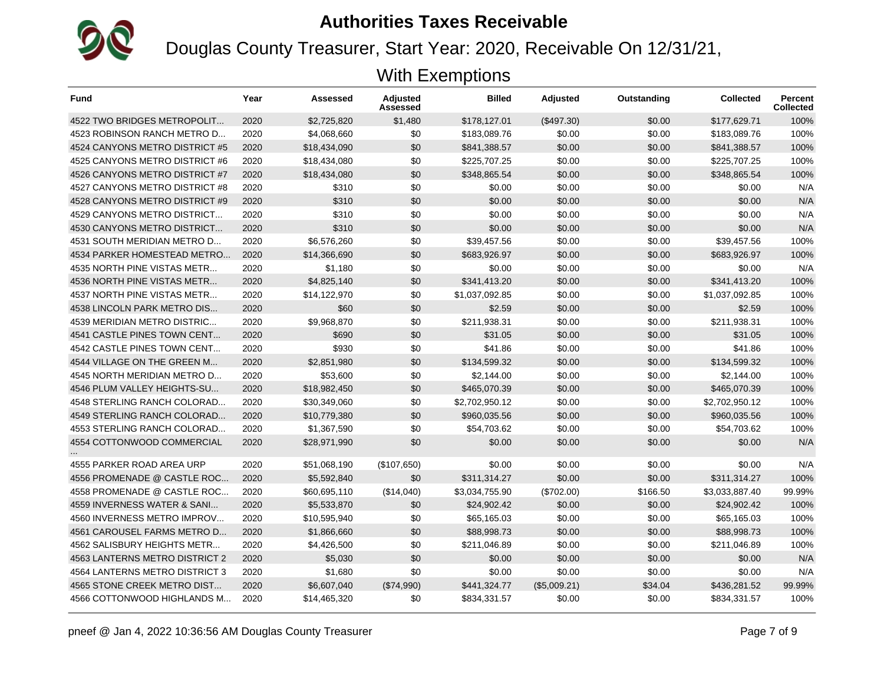# Authorities Taxes Receivable

## Douglas County Treasurer, Start Year: 2020, Receivable On 12/31/21, With Exemptions

| Fund | Year | Assessed | Adjusted Assessed | Billed | Adjusted | Outstanding | Collected | Percent Collected |
|---|---|---|---|---|---|---|---|---|
| 4522 TWO BRIDGES METROPOLIT... | 2020 | $2,725,820 | $1,480 | $178,127.01 | ($497.30) | $0.00 | $177,629.71 | 100% |
| 4523 ROBINSON RANCH METRO D... | 2020 | $4,068,660 | $0 | $183,089.76 | $0.00 | $0.00 | $183,089.76 | 100% |
| 4524 CANYONS METRO DISTRICT #5 | 2020 | $18,434,090 | $0 | $841,388.57 | $0.00 | $0.00 | $841,388.57 | 100% |
| 4525 CANYONS METRO DISTRICT #6 | 2020 | $18,434,080 | $0 | $225,707.25 | $0.00 | $0.00 | $225,707.25 | 100% |
| 4526 CANYONS METRO DISTRICT #7 | 2020 | $18,434,080 | $0 | $348,865.54 | $0.00 | $0.00 | $348,865.54 | 100% |
| 4527 CANYONS METRO DISTRICT #8 | 2020 | $310 | $0 | $0.00 | $0.00 | $0.00 | $0.00 | N/A |
| 4528 CANYONS METRO DISTRICT #9 | 2020 | $310 | $0 | $0.00 | $0.00 | $0.00 | $0.00 | N/A |
| 4529 CANYONS METRO DISTRICT... | 2020 | $310 | $0 | $0.00 | $0.00 | $0.00 | $0.00 | N/A |
| 4530 CANYONS METRO DISTRICT... | 2020 | $310 | $0 | $0.00 | $0.00 | $0.00 | $0.00 | N/A |
| 4531 SOUTH MERIDIAN METRO D... | 2020 | $6,576,260 | $0 | $39,457.56 | $0.00 | $0.00 | $39,457.56 | 100% |
| 4534 PARKER HOMESTEAD METRO... | 2020 | $14,366,690 | $0 | $683,926.97 | $0.00 | $0.00 | $683,926.97 | 100% |
| 4535 NORTH PINE VISTAS METR... | 2020 | $1,180 | $0 | $0.00 | $0.00 | $0.00 | $0.00 | N/A |
| 4536 NORTH PINE VISTAS METR... | 2020 | $4,825,140 | $0 | $341,413.20 | $0.00 | $0.00 | $341,413.20 | 100% |
| 4537 NORTH PINE VISTAS METR... | 2020 | $14,122,970 | $0 | $1,037,092.85 | $0.00 | $0.00 | $1,037,092.85 | 100% |
| 4538 LINCOLN PARK METRO DIS... | 2020 | $60 | $0 | $2.59 | $0.00 | $0.00 | $2.59 | 100% |
| 4539 MERIDIAN METRO DISTRIC... | 2020 | $9,968,870 | $0 | $211,938.31 | $0.00 | $0.00 | $211,938.31 | 100% |
| 4541 CASTLE PINES TOWN CENT... | 2020 | $690 | $0 | $31.05 | $0.00 | $0.00 | $31.05 | 100% |
| 4542 CASTLE PINES TOWN CENT... | 2020 | $930 | $0 | $41.86 | $0.00 | $0.00 | $41.86 | 100% |
| 4544 VILLAGE ON THE GREEN M... | 2020 | $2,851,980 | $0 | $134,599.32 | $0.00 | $0.00 | $134,599.32 | 100% |
| 4545 NORTH MERIDIAN METRO D... | 2020 | $53,600 | $0 | $2,144.00 | $0.00 | $0.00 | $2,144.00 | 100% |
| 4546 PLUM VALLEY HEIGHTS-SU... | 2020 | $18,982,450 | $0 | $465,070.39 | $0.00 | $0.00 | $465,070.39 | 100% |
| 4548 STERLING RANCH COLORAD... | 2020 | $30,349,060 | $0 | $2,702,950.12 | $0.00 | $0.00 | $2,702,950.12 | 100% |
| 4549 STERLING RANCH COLORAD... | 2020 | $10,779,380 | $0 | $960,035.56 | $0.00 | $0.00 | $960,035.56 | 100% |
| 4553 STERLING RANCH COLORAD... | 2020 | $1,367,590 | $0 | $54,703.62 | $0.00 | $0.00 | $54,703.62 | 100% |
| 4554 COTTONWOOD COMMERCIAL ... | 2020 | $28,971,990 | $0 | $0.00 | $0.00 | $0.00 | $0.00 | N/A |
| 4555 PARKER ROAD AREA URP | 2020 | $51,068,190 | ($107,650) | $0.00 | $0.00 | $0.00 | $0.00 | N/A |
| 4556 PROMENADE @ CASTLE ROC... | 2020 | $5,592,840 | $0 | $311,314.27 | $0.00 | $0.00 | $311,314.27 | 100% |
| 4558 PROMENADE @ CASTLE ROC... | 2020 | $60,695,110 | ($14,040) | $3,034,755.90 | ($702.00) | $166.50 | $3,033,887.40 | 99.99% |
| 4559 INVERNESS WATER & SANI... | 2020 | $5,533,870 | $0 | $24,902.42 | $0.00 | $0.00 | $24,902.42 | 100% |
| 4560 INVERNESS METRO IMPROV... | 2020 | $10,595,940 | $0 | $65,165.03 | $0.00 | $0.00 | $65,165.03 | 100% |
| 4561 CAROUSEL FARMS METRO D... | 2020 | $1,866,660 | $0 | $88,998.73 | $0.00 | $0.00 | $88,998.73 | 100% |
| 4562 SALISBURY HEIGHTS METR... | 2020 | $4,426,500 | $0 | $211,046.89 | $0.00 | $0.00 | $211,046.89 | 100% |
| 4563 LANTERNS METRO DISTRICT 2 | 2020 | $5,030 | $0 | $0.00 | $0.00 | $0.00 | $0.00 | N/A |
| 4564 LANTERNS METRO DISTRICT 3 | 2020 | $1,680 | $0 | $0.00 | $0.00 | $0.00 | $0.00 | N/A |
| 4565 STONE CREEK METRO DIST... | 2020 | $6,607,040 | ($74,990) | $441,324.77 | ($5,009.21) | $34.04 | $436,281.52 | 99.99% |
| 4566 COTTONWOOD HIGHLANDS M... | 2020 | $14,465,320 | $0 | $834,331.57 | $0.00 | $0.00 | $834,331.57 | 100% |

pneef @ Jan 4, 2022 10:36:56 AM Douglas County Treasurer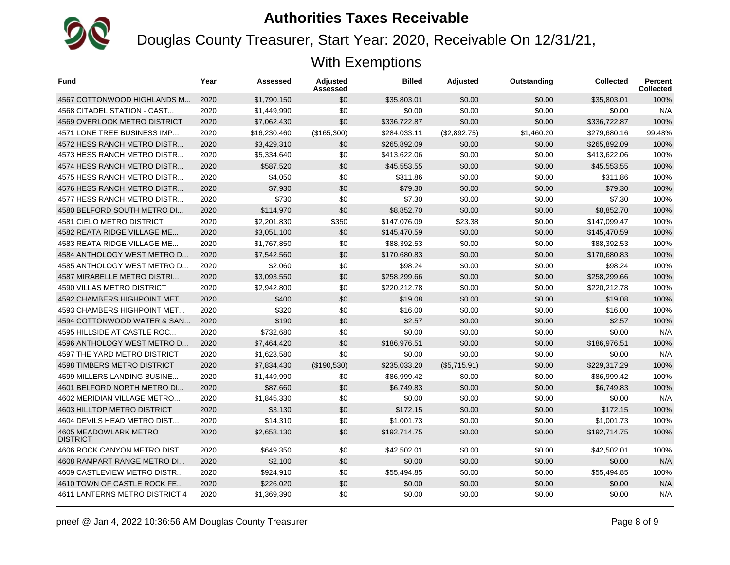# Authorities Taxes Receivable

## Douglas County Treasurer, Start Year: 2020, Receivable On 12/31/21, With Exemptions

| Fund | Year | Assessed | Adjusted Assessed | Billed | Adjusted | Outstanding | Collected | Percent Collected |
|---|---|---|---|---|---|---|---|---|
| 4567 COTTONWOOD HIGHLANDS M... | 2020 | $1,790,150 | $0 | $35,803.01 | $0.00 | $0.00 | $35,803.01 | 100% |
| 4568 CITADEL STATION - CAST... | 2020 | $1,449,990 | $0 | $0.00 | $0.00 | $0.00 | $0.00 | N/A |
| 4569 OVERLOOK METRO DISTRICT | 2020 | $7,062,430 | $0 | $336,722.87 | $0.00 | $0.00 | $336,722.87 | 100% |
| 4571 LONE TREE BUSINESS IMP... | 2020 | $16,230,460 | ($165,300) | $284,033.11 | ($2,892.75) | $1,460.20 | $279,680.16 | 99.48% |
| 4572 HESS RANCH METRO DISTR... | 2020 | $3,429,310 | $0 | $265,892.09 | $0.00 | $0.00 | $265,892.09 | 100% |
| 4573 HESS RANCH METRO DISTR... | 2020 | $5,334,640 | $0 | $413,622.06 | $0.00 | $0.00 | $413,622.06 | 100% |
| 4574 HESS RANCH METRO DISTR... | 2020 | $587,520 | $0 | $45,553.55 | $0.00 | $0.00 | $45,553.55 | 100% |
| 4575 HESS RANCH METRO DISTR... | 2020 | $4,050 | $0 | $311.86 | $0.00 | $0.00 | $311.86 | 100% |
| 4576 HESS RANCH METRO DISTR... | 2020 | $7,930 | $0 | $79.30 | $0.00 | $0.00 | $79.30 | 100% |
| 4577 HESS RANCH METRO DISTR... | 2020 | $730 | $0 | $7.30 | $0.00 | $0.00 | $7.30 | 100% |
| 4580 BELFORD SOUTH METRO DI... | 2020 | $114,970 | $0 | $8,852.70 | $0.00 | $0.00 | $8,852.70 | 100% |
| 4581 CIELO METRO DISTRICT | 2020 | $2,201,830 | $350 | $147,076.09 | $23.38 | $0.00 | $147,099.47 | 100% |
| 4582 REATA RIDGE VILLAGE ME... | 2020 | $3,051,100 | $0 | $145,470.59 | $0.00 | $0.00 | $145,470.59 | 100% |
| 4583 REATA RIDGE VILLAGE ME... | 2020 | $1,767,850 | $0 | $88,392.53 | $0.00 | $0.00 | $88,392.53 | 100% |
| 4584 ANTHOLOGY WEST METRO D... | 2020 | $7,542,560 | $0 | $170,680.83 | $0.00 | $0.00 | $170,680.83 | 100% |
| 4585 ANTHOLOGY WEST METRO D... | 2020 | $2,060 | $0 | $98.24 | $0.00 | $0.00 | $98.24 | 100% |
| 4587 MIRABELLE METRO DISTRI... | 2020 | $3,093,550 | $0 | $258,299.66 | $0.00 | $0.00 | $258,299.66 | 100% |
| 4590 VILLAS METRO DISTRICT | 2020 | $2,942,800 | $0 | $220,212.78 | $0.00 | $0.00 | $220,212.78 | 100% |
| 4592 CHAMBERS HIGHPOINT MET... | 2020 | $400 | $0 | $19.08 | $0.00 | $0.00 | $19.08 | 100% |
| 4593 CHAMBERS HIGHPOINT MET... | 2020 | $320 | $0 | $16.00 | $0.00 | $0.00 | $16.00 | 100% |
| 4594 COTTONWOOD WATER & SAN... | 2020 | $190 | $0 | $2.57 | $0.00 | $0.00 | $2.57 | 100% |
| 4595 HILLSIDE AT CASTLE ROC... | 2020 | $732,680 | $0 | $0.00 | $0.00 | $0.00 | $0.00 | N/A |
| 4596 ANTHOLOGY WEST METRO D... | 2020 | $7,464,420 | $0 | $186,976.51 | $0.00 | $0.00 | $186,976.51 | 100% |
| 4597 THE YARD METRO DISTRICT | 2020 | $1,623,580 | $0 | $0.00 | $0.00 | $0.00 | $0.00 | N/A |
| 4598 TIMBERS METRO DISTRICT | 2020 | $7,834,430 | ($190,530) | $235,033.20 | ($5,715.91) | $0.00 | $229,317.29 | 100% |
| 4599 MILLERS LANDING BUSINE... | 2020 | $1,449,990 | $0 | $86,999.42 | $0.00 | $0.00 | $86,999.42 | 100% |
| 4601 BELFORD NORTH METRO DI... | 2020 | $87,660 | $0 | $6,749.83 | $0.00 | $0.00 | $6,749.83 | 100% |
| 4602 MERIDIAN VILLAGE METRO... | 2020 | $1,845,330 | $0 | $0.00 | $0.00 | $0.00 | $0.00 | N/A |
| 4603 HILLTOP METRO DISTRICT | 2020 | $3,130 | $0 | $172.15 | $0.00 | $0.00 | $172.15 | 100% |
| 4604 DEVILS HEAD METRO DIST... | 2020 | $14,310 | $0 | $1,001.73 | $0.00 | $0.00 | $1,001.73 | 100% |
| 4605 MEADOWLARK METRO DISTRICT | 2020 | $2,658,130 | $0 | $192,714.75 | $0.00 | $0.00 | $192,714.75 | 100% |
| 4606 ROCK CANYON METRO DIST... | 2020 | $649,350 | $0 | $42,502.01 | $0.00 | $0.00 | $42,502.01 | 100% |
| 4608 RAMPART RANGE METRO DI... | 2020 | $2,100 | $0 | $0.00 | $0.00 | $0.00 | $0.00 | N/A |
| 4609 CASTLEVIEW METRO DISTR... | 2020 | $924,910 | $0 | $55,494.85 | $0.00 | $0.00 | $55,494.85 | 100% |
| 4610 TOWN OF CASTLE ROCK FE... | 2020 | $226,020 | $0 | $0.00 | $0.00 | $0.00 | $0.00 | N/A |
| 4611 LANTERNS METRO DISTRICT 4 | 2020 | $1,369,390 | $0 | $0.00 | $0.00 | $0.00 | $0.00 | N/A |

pneef @ Jan 4, 2022 10:36:56 AM Douglas County Treasurer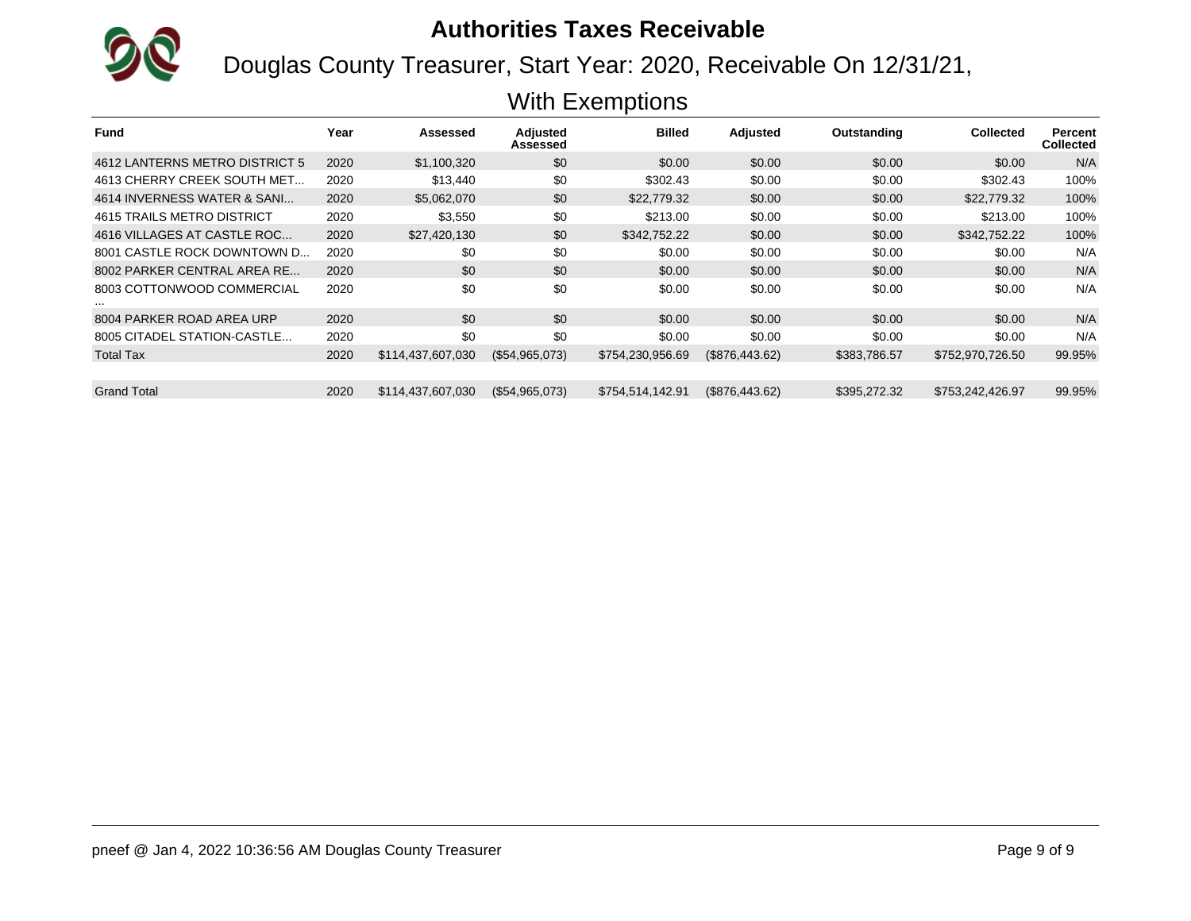# Authorities Taxes Receivable

## Douglas County Treasurer, Start Year: 2020, Receivable On 12/31/21,

## With Exemptions

| Fund | Year | Assessed | Adjusted Assessed | Billed | Adjusted | Outstanding | Collected | Percent Collected |
|---|---|---|---|---|---|---|---|---|
| 4612 LANTERNS METRO DISTRICT 5 | 2020 | $1,100,320 | $0 | $0.00 | $0.00 | $0.00 | $0.00 | N/A |
| 4613 CHERRY CREEK SOUTH MET... | 2020 | $13,440 | $0 | $302.43 | $0.00 | $0.00 | $302.43 | 100% |
| 4614 INVERNESS WATER & SANI... | 2020 | $5,062,070 | $0 | $22,779.32 | $0.00 | $0.00 | $22,779.32 | 100% |
| 4615 TRAILS METRO DISTRICT | 2020 | $3,550 | $0 | $213.00 | $0.00 | $0.00 | $213.00 | 100% |
| 4616 VILLAGES AT CASTLE ROC... | 2020 | $27,420,130 | $0 | $342,752.22 | $0.00 | $0.00 | $342,752.22 | 100% |
| 8001 CASTLE ROCK DOWNTOWN D... | 2020 | $0 | $0 | $0.00 | $0.00 | $0.00 | $0.00 | N/A |
| 8002 PARKER CENTRAL AREA RE... | 2020 | $0 | $0 | $0.00 | $0.00 | $0.00 | $0.00 | N/A |
| 8003 COTTONWOOD COMMERCIAL ... | 2020 | $0 | $0 | $0.00 | $0.00 | $0.00 | $0.00 | N/A |
| 8004 PARKER ROAD AREA URP | 2020 | $0 | $0 | $0.00 | $0.00 | $0.00 | $0.00 | N/A |
| 8005 CITADEL STATION-CASTLE... | 2020 | $0 | $0 | $0.00 | $0.00 | $0.00 | $0.00 | N/A |
| Total Tax | 2020 | $114,437,607,030 | ($54,965,073) | $754,230,956.69 | ($876,443.62) | $383,786.57 | $752,970,726.50 | 99.95% |
| | | | | | | | | |
| Grand Total | 2020 | $114,437,607,030 | ($54,965,073) | $754,514,142.91 | ($876,443.62) | $395,272.32 | $753,242,426.97 | 99.95% |

pneef @ Jan 4, 2022 10:36:56 AM Douglas County Treasurer